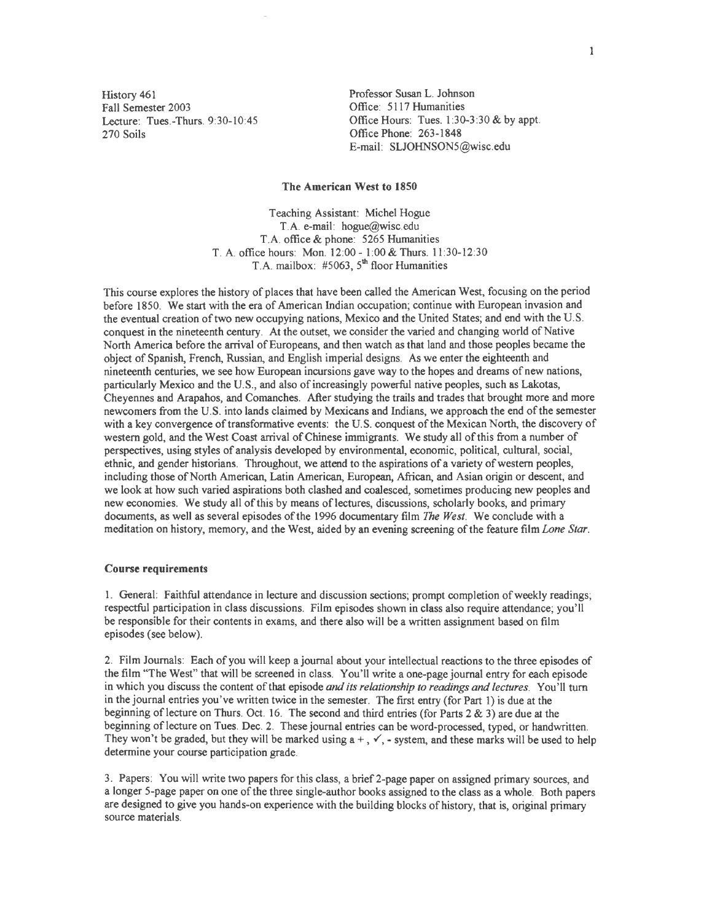History 461
Fall Semester 2003
Lecture: Tues.-Thurs. 9:30-10:45
270 Soils

Professor Susan L. Johnson
Office: 5117 Humanities
Office Hours: Tues. 1:30-3:30 & by appt.
Office Phone: 263-1848
E-mail: SLJOHNSON5@wisc.edu

## The American West to 1850

Teaching Assistant: Michel Hogue
T.A. e-mail: hogue@wisc.edu
T.A. office & phone: 5265 Humanities
T. A. office hours: Mon. 12:00 - 1:00 & Thurs. 11:30-12:30
T.A. mailbox: #5063, 5th floor Humanities

This course explores the history of places that have been called the American West, focusing on the period before 1850. We start with the era of American Indian occupation; continue with European invasion and the eventual creation of two new occupying nations, Mexico and the United States; and end with the U.S. conquest in the nineteenth century. At the outset, we consider the varied and changing world of Native North America before the arrival of Europeans, and then watch as that land and those peoples became the object of Spanish, French, Russian, and English imperial designs. As we enter the eighteenth and nineteenth centuries, we see how European incursions gave way to the hopes and dreams of new nations, particularly Mexico and the U.S., and also of increasingly powerful native peoples, such as Lakotas, Cheyennes and Arapahos, and Comanches. After studying the trails and trades that brought more and more newcomers from the U.S. into lands claimed by Mexicans and Indians, we approach the end of the semester with a key convergence of transformative events: the U.S. conquest of the Mexican North, the discovery of western gold, and the West Coast arrival of Chinese immigrants. We study all of this from a number of perspectives, using styles of analysis developed by environmental, economic, political, cultural, social, ethnic, and gender historians. Throughout, we attend to the aspirations of a variety of western peoples, including those of North American, Latin American, European, African, and Asian origin or descent, and we look at how such varied aspirations both clashed and coalesced, sometimes producing new peoples and new economies. We study all of this by means of lectures, discussions, scholarly books, and primary documents, as well as several episodes of the 1996 documentary film *The West*. We conclude with a meditation on history, memory, and the West, aided by an evening screening of the feature film *Lone Star*.

### Course requirements

1. General: Faithful attendance in lecture and discussion sections; prompt completion of weekly readings; respectful participation in class discussions. Film episodes shown in class also require attendance; you'll be responsible for their contents in exams, and there also will be a written assignment based on film episodes (see below).

2. Film Journals: Each of you will keep a journal about your intellectual reactions to the three episodes of the film "The West" that will be screened in class. You'll write a one-page journal entry for each episode in which you discuss the content of that episode *and its relationship to readings and lectures*. You'll turn in the journal entries you've written twice in the semester. The first entry (for Part 1) is due at the beginning of lecture on Thurs. Oct. 16. The second and third entries (for Parts 2 & 3) are due at the beginning of lecture on Tues. Dec. 2. These journal entries can be word-processed, typed, or handwritten. They won't be graded, but they will be marked using a +, ✓, - system, and these marks will be used to help determine your course participation grade.

3. Papers: You will write two papers for this class, a brief 2-page paper on assigned primary sources, and a longer 5-page paper on one of the three single-author books assigned to the class as a whole. Both papers are designed to give you hands-on experience with the building blocks of history, that is, original primary source materials.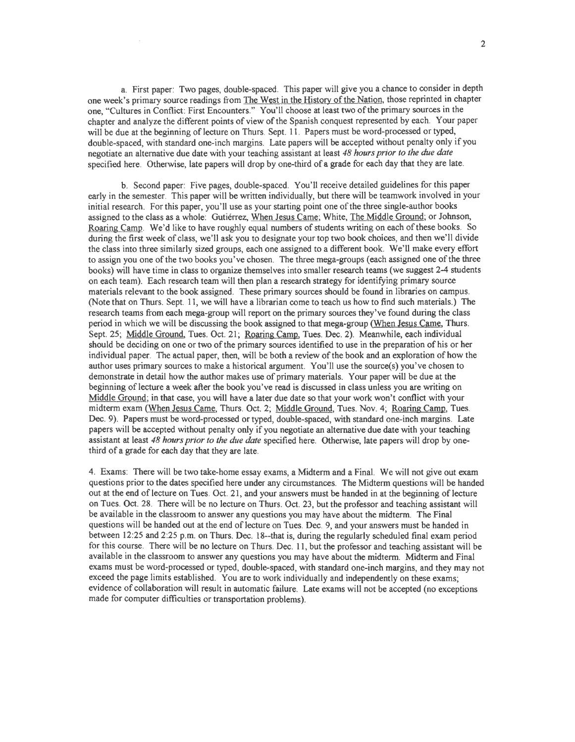a. First paper: Two pages, double-spaced. This paper will give you a chance to consider in depth one week's primary source readings from The West in the History of the Nation, those reprinted in chapter one, "Cultures in Conflict: First Encounters." You'll choose at least two of the primary sources in the chapter and analyze the different points of view of the Spanish conquest represented by each. Your paper will be due at the beginning of lecture on Thurs. Sept. 11. Papers must be word-processed or typed, double-spaced, with standard one-inch margins. Late papers will be accepted without penalty only if you negotiate an alternative due date with your teaching assistant at least *48 hours prior to the due date* specified here. Otherwise, late papers will drop by one-third of a grade for each day that they are late.

b. Second paper: Five pages, double-spaced. You'll receive detailed guidelines for this paper early in the semester. This paper will be written individually, but there will be teamwork involved in your initial research. For this paper, you'll use as your starting point one of the three single-author books assigned to the class as a whole: Gutiérrez, When Jesus Came; White, The Middle Ground; or Johnson, Roaring Camp. We'd like to have roughly equal numbers of students writing on each of these books. So during the first week of class, we'll ask you to designate your top two book choices, and then we'll divide the class into three similarly sized groups, each one assigned to a different book. We'll make every effort to assign you one of the two books you've chosen. The three mega-groups (each assigned one of the three books) will have time in class to organize themselves into smaller research teams (we suggest 2-4 students on each team). Each research team will then plan a research strategy for identifying primary source materials relevant to the book assigned. These primary sources should be found in libraries on campus. (Note that on Thurs. Sept. 11, we will have a librarian come to teach us how to find such materials.) The research teams from each mega-group will report on the primary sources they've found during the class period in which we will be discussing the book assigned to that mega-group (When Jesus Came, Thurs. Sept. 25; Middle Ground, Tues. Oct. 21; Roaring Camp, Tues. Dec. 2). Meanwhile, each individual should be deciding on one or two of the primary sources identified to use in the preparation of his or her individual paper. The actual paper, then, will be both a review of the book and an exploration of how the author uses primary sources to make a historical argument. You'll use the source(s) you've chosen to demonstrate in detail how the author makes use of primary materials. Your paper will be due at the beginning of lecture a week after the book you've read is discussed in class unless you are writing on Middle Ground; in that case, you will have a later due date so that your work won't conflict with your midterm exam (When Jesus Came, Thurs. Oct. 2; Middle Ground, Tues. Nov. 4; Roaring Camp, Tues. Dec. 9). Papers must be word-processed or typed, double-spaced, with standard one-inch margins. Late papers will be accepted without penalty only if you negotiate an alternative due date with your teaching assistant at least *48 hours prior to the due date* specified here. Otherwise, late papers will drop by one-third of a grade for each day that they are late.

4. Exams: There will be two take-home essay exams, a Midterm and a Final. We will not give out exam questions prior to the dates specified here under any circumstances. The Midterm questions will be handed out at the end of lecture on Tues. Oct. 21, and your answers must be handed in at the beginning of lecture on Tues. Oct. 28. There will be no lecture on Thurs. Oct. 23, but the professor and teaching assistant will be available in the classroom to answer any questions you may have about the midterm. The Final questions will be handed out at the end of lecture on Tues. Dec. 9, and your answers must be handed in between 12:25 and 2:25 p.m. on Thurs. Dec. 18--that is, during the regularly scheduled final exam period for this course. There will be no lecture on Thurs. Dec. 11, but the professor and teaching assistant will be available in the classroom to answer any questions you may have about the midterm. Midterm and Final exams must be word-processed or typed, double-spaced, with standard one-inch margins, and they may not exceed the page limits established. You are to work individually and independently on these exams; evidence of collaboration will result in automatic failure. Late exams will not be accepted (no exceptions made for computer difficulties or transportation problems).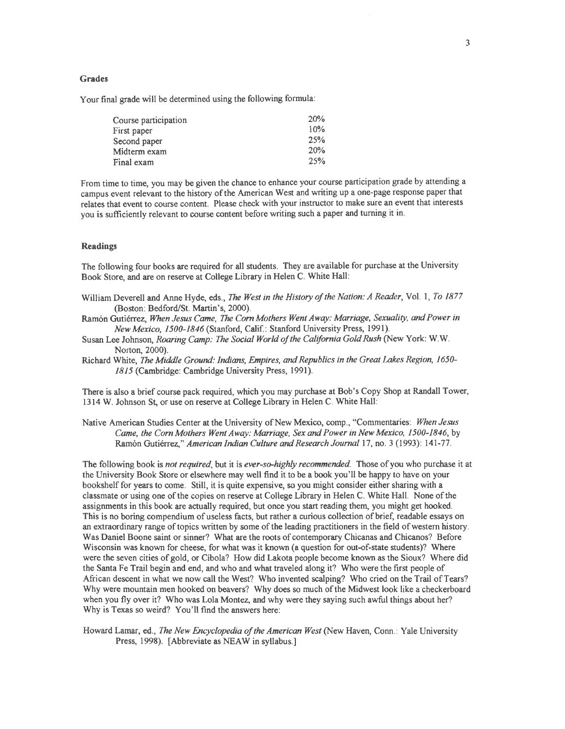## Grades

Your final grade will be determined using the following formula:

| | |
|---|---|
| Course participation | 20% |
| First paper | 10% |
| Second paper | 25% |
| Midterm exam | 20% |
| Final exam | 25% |

From time to time, you may be given the chance to enhance your course participation grade by attending a campus event relevant to the history of the American West and writing up a one-page response paper that relates that event to course content. Please check with your instructor to make sure an event that interests you is sufficiently relevant to course content before writing such a paper and turning it in.

## Readings

The following four books are required for all students. They are available for purchase at the University Book Store, and are on reserve at College Library in Helen C. White Hall:

William Deverell and Anne Hyde, eds., *The West in the History of the Nation: A Reader*, Vol. 1, *To 1877* (Boston: Bedford/St. Martin's, 2000).

Ramón Gutiérrez, *When Jesus Came, The Corn Mothers Went Away: Marriage, Sexuality, and Power in New Mexico, 1500-1846* (Stanford, Calif.: Stanford University Press, 1991).

Susan Lee Johnson, *Roaring Camp: The Social World of the California Gold Rush* (New York: W.W. Norton, 2000).

Richard White, *The Middle Ground: Indians, Empires, and Republics in the Great Lakes Region, 1650-1815* (Cambridge: Cambridge University Press, 1991).

There is also a brief course pack required, which you may purchase at Bob's Copy Shop at Randall Tower, 1314 W. Johnson St, or use on reserve at College Library in Helen C. White Hall:

Native American Studies Center at the University of New Mexico, comp., "Commentaries: *When Jesus Came, the Corn Mothers Went Away: Marriage, Sex and Power in New Mexico, 1500-1846*, by Ramón Gutiérrez," *American Indian Culture and Research Journal* 17, no. 3 (1993): 141-77.

The following book is *not required*, but it is *ever-so-highly recommended*. Those of you who purchase it at the University Book Store or elsewhere may well find it to be a book you'll be happy to have on your bookshelf for years to come. Still, it is quite expensive, so you might consider either sharing with a classmate or using one of the copies on reserve at College Library in Helen C. White Hall. None of the assignments in this book are actually required, but once you start reading them, you might get hooked. This is no boring compendium of useless facts, but rather a curious collection of brief, readable essays on an extraordinary range of topics written by some of the leading practitioners in the field of western history. Was Daniel Boone saint or sinner? What are the roots of contemporary Chicanas and Chicanos? Before Wisconsin was known for cheese, for what was it known (a question for out-of-state students)? Where were the seven cities of gold, or Cíbola? How did Lakota people become known as the Sioux? Where did the Santa Fe Trail begin and end, and who and what traveled along it? Who were the first people of African descent in what we now call the West? Who invented scalping? Who cried on the Trail of Tears? Why were mountain men hooked on beavers? Why does so much of the Midwest look like a checkerboard when you fly over it? Who was Lola Montez, and why were they saying such awful things about her? Why is Texas so weird? You'll find the answers here:

Howard Lamar, ed., *The New Encyclopedia of the American West* (New Haven, Conn.: Yale University Press, 1998). [Abbreviate as NEAW in syllabus.]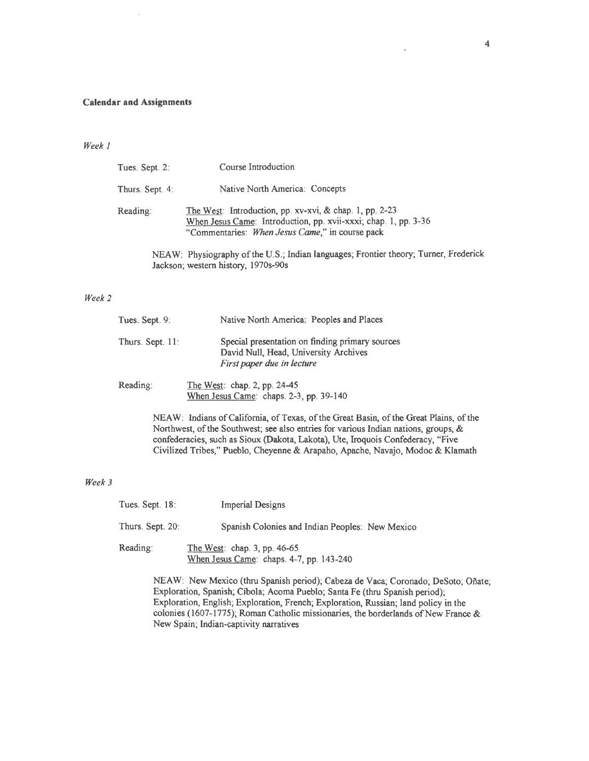**Calendar and Assignments**

*Week 1*

Tues. Sept. 2: Course Introduction

Thurs. Sept. 4: Native North America: Concepts

Reading: The West: Introduction, pp. xv-xvi, & chap. 1, pp. 2-23
When Jesus Came: Introduction, pp. xvii-xxxi; chap. 1, pp. 3-36
"Commentaries: *When Jesus Came*," in course pack

NEAW: Physiography of the U.S.; Indian languages; Frontier theory; Turner, Frederick Jackson; western history, 1970s-90s

*Week 2*

Tues. Sept. 9: Native North America: Peoples and Places

Thurs. Sept. 11: Special presentation on finding primary sources
David Null, Head, University Archives
*First paper due in lecture*

Reading: The West: chap. 2, pp. 24-45
When Jesus Came: chaps. 2-3, pp. 39-140

NEAW: Indians of California, of Texas, of the Great Basin, of the Great Plains, of the Northwest, of the Southwest; see also entries for various Indian nations, groups, & confederacies, such as Sioux (Dakota, Lakota), Ute, Iroquois Confederacy, "Five Civilized Tribes," Pueblo, Cheyenne & Arapaho, Apache, Navajo, Modoc & Klamath

*Week 3*

Tues. Sept. 18: Imperial Designs

Thurs. Sept. 20: Spanish Colonies and Indian Peoples: New Mexico

Reading: The West: chap. 3, pp. 46-65
When Jesus Came: chaps. 4-7, pp. 143-240

NEAW: New Mexico (thru Spanish period); Cabeza de Vaca; Coronado; DeSoto; Oñate; Exploration, Spanish; Cíbola; Acoma Pueblo; Santa Fe (thru Spanish period); Exploration, English; Exploration, French; Exploration, Russian; land policy in the colonies (1607-1775); Roman Catholic missionaries, the borderlands of New France & New Spain; Indian-captivity narratives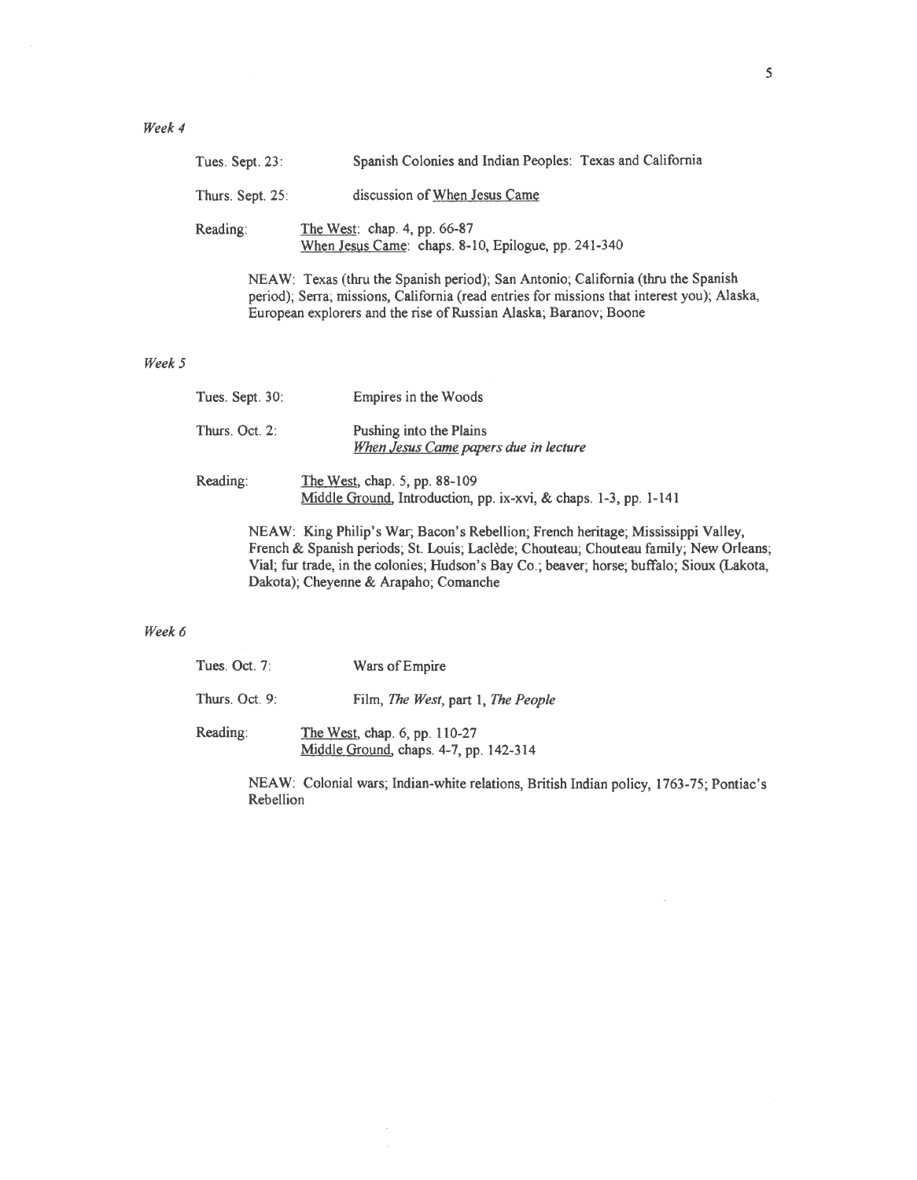*Week 4*

Tues. Sept. 23: Spanish Colonies and Indian Peoples: Texas and California

Thurs. Sept. 25: discussion of When Jesus Came

Reading: The West: chap. 4, pp. 66-87
When Jesus Came: chaps. 8-10, Epilogue, pp. 241-340

NEAW: Texas (thru the Spanish period); San Antonio; California (thru the Spanish period); Serra; missions, California (read entries for missions that interest you); Alaska, European explorers and the rise of Russian Alaska; Baranov; Boone

*Week 5*

Tues. Sept. 30: Empires in the Woods

Thurs. Oct. 2: Pushing into the Plains
*When Jesus Came papers due in lecture*

Reading: The West, chap. 5, pp. 88-109
Middle Ground, Introduction, pp. ix-xvi, & chaps. 1-3, pp. 1-141

NEAW: King Philip's War; Bacon's Rebellion; French heritage; Mississippi Valley, French & Spanish periods; St. Louis; Laclède; Chouteau; Chouteau family; New Orleans; Vial; fur trade, in the colonies; Hudson's Bay Co.; beaver; horse; buffalo; Sioux (Lakota, Dakota); Cheyenne & Arapaho; Comanche

*Week 6*

Tues. Oct. 7: Wars of Empire

Thurs. Oct. 9: Film, *The West*, part 1, *The People*

Reading: The West, chap. 6, pp. 110-27
Middle Ground, chaps. 4-7, pp. 142-314

NEAW: Colonial wars; Indian-white relations, British Indian policy, 1763-75; Pontiac's Rebellion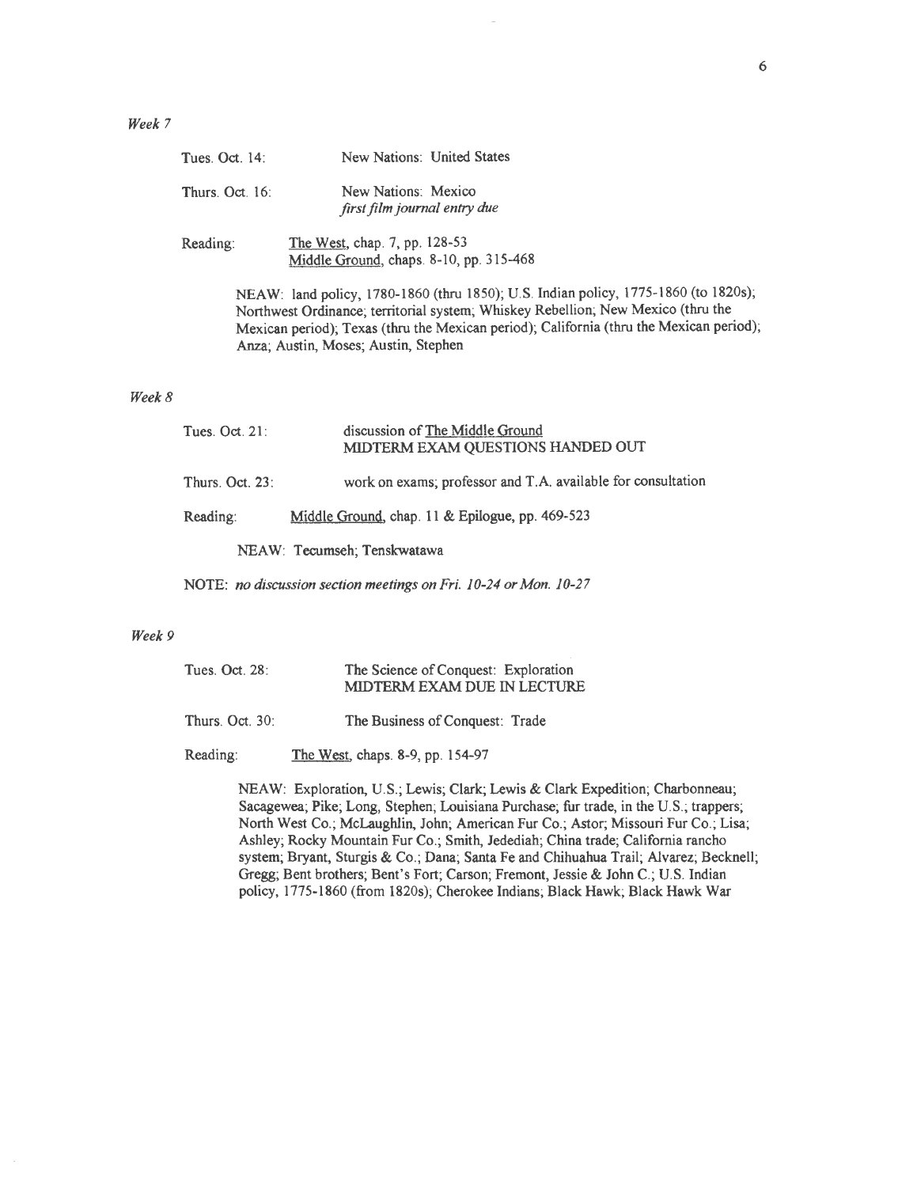*Week 7*

Tues. Oct. 14: New Nations: United States

Thurs. Oct. 16: New Nations: Mexico
*first film journal entry due*

Reading: The West, chap. 7, pp. 128-53
Middle Ground, chaps. 8-10, pp. 315-468

NEAW: land policy, 1780-1860 (thru 1850); U.S. Indian policy, 1775-1860 (to 1820s); Northwest Ordinance; territorial system; Whiskey Rebellion; New Mexico (thru the Mexican period); Texas (thru the Mexican period); California (thru the Mexican period); Anza; Austin, Moses; Austin, Stephen

*Week 8*

Tues. Oct. 21: discussion of The Middle Ground
MIDTERM EXAM QUESTIONS HANDED OUT

Thurs. Oct. 23: work on exams; professor and T.A. available for consultation

Reading: Middle Ground, chap. 11 & Epilogue, pp. 469-523

NEAW: Tecumseh; Tenskwatawa

NOTE: *no discussion section meetings on Fri. 10-24 or Mon. 10-27*

*Week 9*

Tues. Oct. 28: The Science of Conquest: Exploration
MIDTERM EXAM DUE IN LECTURE

Thurs. Oct. 30: The Business of Conquest: Trade

Reading: The West, chaps. 8-9, pp. 154-97

NEAW: Exploration, U.S.; Lewis; Clark; Lewis & Clark Expedition; Charbonneau; Sacagewea; Pike; Long, Stephen; Louisiana Purchase; fur trade, in the U.S.; trappers; North West Co.; McLaughlin, John; American Fur Co.; Astor; Missouri Fur Co.; Lisa; Ashley; Rocky Mountain Fur Co.; Smith, Jedediah; China trade; California rancho system; Bryant, Sturgis & Co.; Dana; Santa Fe and Chihuahua Trail; Alvarez; Becknell; Gregg; Bent brothers; Bent's Fort; Carson; Fremont, Jessie & John C.; U.S. Indian policy, 1775-1860 (from 1820s); Cherokee Indians; Black Hawk; Black Hawk War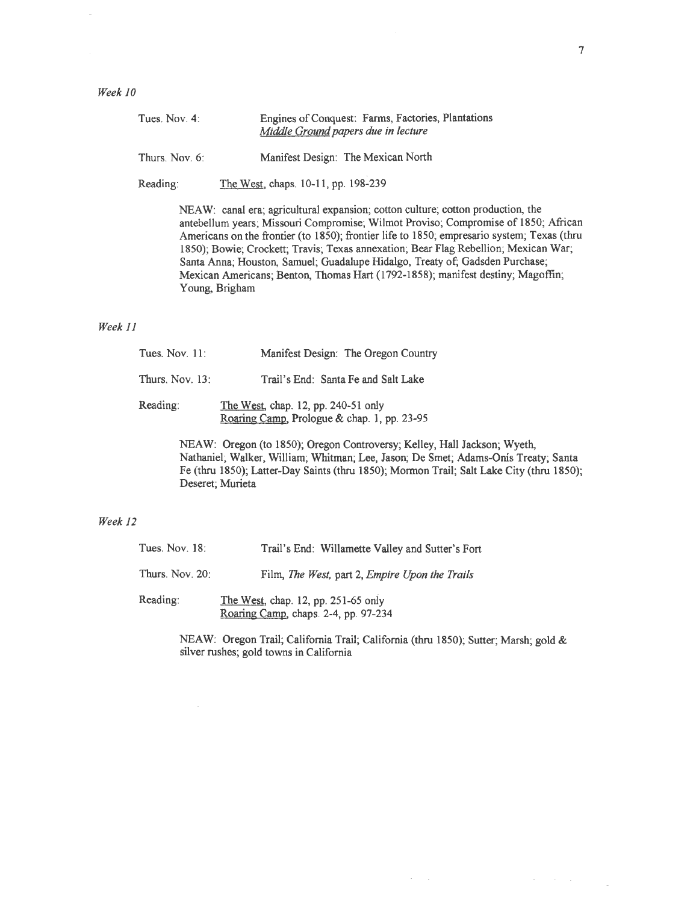*Week 10*

Tues. Nov. 4: Engines of Conquest: Farms, Factories, Plantations
*Middle Ground papers due in lecture*

Thurs. Nov. 6: Manifest Design: The Mexican North

Reading: The West, chaps. 10-11, pp. 198-239

NEAW: canal era; agricultural expansion; cotton culture; cotton production, the antebellum years; Missouri Compromise; Wilmot Proviso; Compromise of 1850; African Americans on the frontier (to 1850); frontier life to 1850; empresario system; Texas (thru 1850); Bowie; Crockett; Travis; Texas annexation; Bear Flag Rebellion; Mexican War; Santa Anna; Houston, Samuel; Guadalupe Hidalgo, Treaty of; Gadsden Purchase; Mexican Americans; Benton, Thomas Hart (1792-1858); manifest destiny; Magoffin; Young, Brigham

*Week 11*

Tues. Nov. 11: Manifest Design: The Oregon Country

Thurs. Nov. 13: Trail's End: Santa Fe and Salt Lake

Reading: The West, chap. 12, pp. 240-51 only
Roaring Camp, Prologue & chap. 1, pp. 23-95

NEAW: Oregon (to 1850); Oregon Controversy; Kelley, Hall Jackson; Wyeth, Nathaniel; Walker, William; Whitman; Lee, Jason; De Smet; Adams-Onís Treaty; Santa Fe (thru 1850); Latter-Day Saints (thru 1850); Mormon Trail; Salt Lake City (thru 1850); Deseret; Murieta

*Week 12*

Tues. Nov. 18: Trail's End: Willamette Valley and Sutter's Fort

Thurs. Nov. 20: Film, *The West*, part 2, *Empire Upon the Trails*

Reading: The West, chap. 12, pp. 251-65 only
Roaring Camp, chaps. 2-4, pp. 97-234

NEAW: Oregon Trail; California Trail; California (thru 1850); Sutter; Marsh; gold & silver rushes; gold towns in California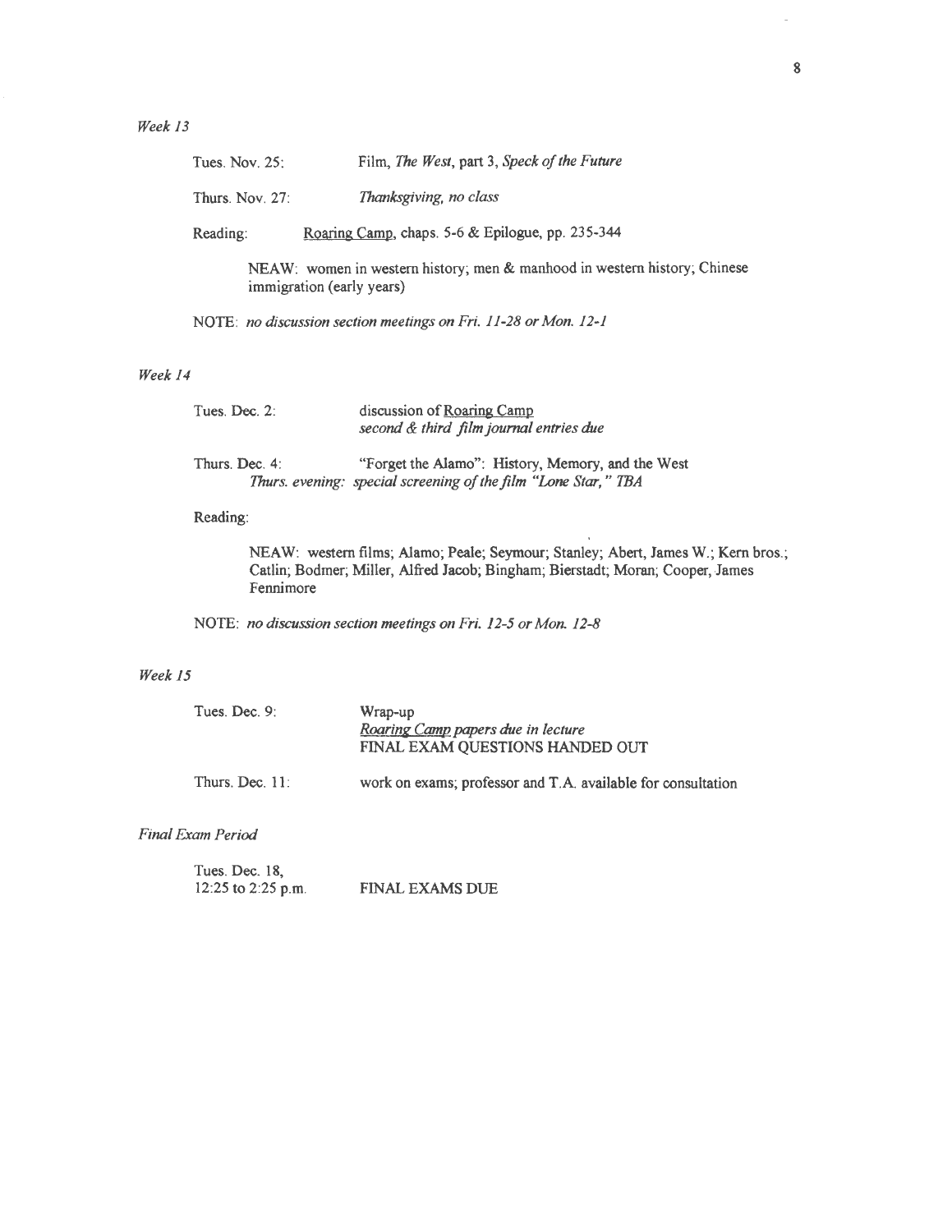*Week 13*

Tues. Nov. 25: Film, *The West*, part 3, *Speck of the Future*

Thurs. Nov. 27: *Thanksgiving, no class*

Reading: Roaring Camp, chaps. 5-6 & Epilogue, pp. 235-344

NEAW: women in western history; men & manhood in western history; Chinese immigration (early years)

NOTE: *no discussion section meetings on Fri. 11-28 or Mon. 12-1*

*Week 14*

Tues. Dec. 2: discussion of Roaring Camp
*second & third film journal entries due*

Thurs. Dec. 4: "Forget the Alamo": History, Memory, and the West
*Thurs. evening: special screening of the film "Lone Star," TBA*

Reading:

NEAW: western films; Alamo; Peale; Seymour; Stanley; Abert, James W.; Kern bros.; Catlin; Bodmer; Miller, Alfred Jacob; Bingham; Bierstadt; Moran; Cooper, James Fennimore

NOTE: *no discussion section meetings on Fri. 12-5 or Mon. 12-8*

*Week 15*

Tues. Dec. 9: Wrap-up
*Roaring Camp papers due in lecture*
FINAL EXAM QUESTIONS HANDED OUT

Thurs. Dec. 11: work on exams; professor and T.A. available for consultation

*Final Exam Period*

Tues. Dec. 18,
12:25 to 2:25 p.m. FINAL EXAMS DUE